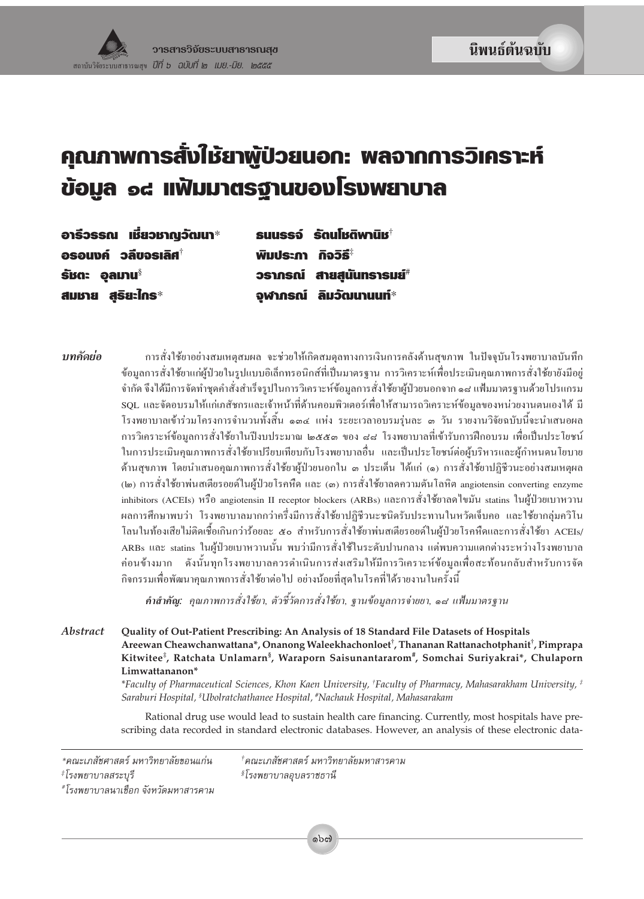นิพนธ์ต้นฉบับ

# คุณภาพการสั่งใช้ยาผู้ป่วยนอก: ผลจากการวิเคราะห์ข้อมูล ๑๘ แฟ้มมาตรฐานของโรงพยาบาล

**อารีวรรณ เชี่ยวชาญวัฒนา*** **ธนนรรจ์ รัตนโชติพานิช[†]**
**อรอนงค์ วลีขจรเลิศ[†]** **พิมประภา กิจวิธี[‡]**
**รัชตะ อุ่ลมาน[§]** **วราภรณ์ สายสุนันทรารมย์[#]**
**สมชาย สุริยะไกร*** **จุฬาภรณ์ ลิมวัฒนานนท์***

***บทคัดย่อ*** การสั่งใช้ยาอย่างสมเหตุสมผล จะช่วยให้เกิดสมดุลทางการเงินการคลังด้านสุขภาพ ในปัจจุบันโรงพยาบาลบันทึกข้อมูลการสั่งใช้ยาแก่ผู้ป่วยในรูปแบบอิเล็กทรอนิกส์ที่เป็นมาตรฐาน การวิเคราะห์เพื่อประเมินคุณภาพการสั่งใช้ยายังมีอยู่จำกัด จึงได้มีการจัดทำชุดคำสั่งสำเร็จรูปในการวิเคราะห์ข้อมูลการสั่งใช้ยาผู้ป่วยนอกจาก ๑๘ แฟ้มมาตรฐานด้วยโปรแกรม SQL และจัดอบรมให้แก่เภสัชกรและเจ้าหน้าที่ด้านคอมพิวเตอร์เพื่อให้สามารถวิเคราะห์ข้อมูลของหน่วยงานตนเองได้ มีโรงพยาบาลเข้าร่วมโครงการจำนวนทั้งสิ้น ๑๓๔ แห่ง ระยะเวลาอบรมรุ่นละ ๓ วัน รายงานวิจัยฉบับนี้จะนำเสนอผลการวิเคราะห์ข้อมูลการสั่งใช้ยาในปีงบประมาณ ๒๕๕๓ ของ ๘๘ โรงพยาบาลที่เข้ารับการฝึกอบรม เพื่อเป็นประโยชน์ในการประเมินคุณภาพการสั่งใช้ยาเปรียบเทียบกับโรงพยาบาลอื่น และเป็นประโยชน์ต่อผู้บริหารและผู้กำหนดนโยบายด้านสุขภาพ โดยนำเสนอคุณภาพการสั่งใช้ยาผู้ป่วยนอกใน ๓ ประเด็น ได้แก่ (๑) การสั่งใช้ยาปฏิชีวนะอย่างสมเหตุผล (๒) การสั่งใช้ยาพ่นสเตียรอยด์ในผู้ป่วยโรคหืด และ (๓) การสั่งใช้ยาลดความดันโลหิต angiotensin converting enzyme inhibitors (ACEIs) หรือ angiotensin II receptor blockers (ARBs) และการสั่งใช้ยาลดไขมัน statins ในผู้ป่วยเบาหวาน ผลการศึกษาพบว่า โรงพยาบาลมากกว่าครึ่งมีการสั่งใช้ยาปฏิชีวนะชนิดรับประทานในหวัดเจ็บคอ และใช้ยากลุ่มควิโนโลนในท้องเสียไม่ติดเชื้อเกินกว่าร้อยละ ๕๐ สำหรับการสั่งใช้ยาพ่นสเตียรอยด์ในผู้ป่วยโรคหืดและการสั่งใช้ยา ACEIs/ARBs และ statins ในผู้ป่วยเบาหวานนั้น พบว่ามีการสั่งใช้ในระดับปานกลาง แต่พบความแตกต่างระหว่างโรงพยาบาลค่อนข้างมาก ดังนั้นทุกโรงพยาบาลควรดำเนินการส่งเสริมให้มีการวิเคราะห์ข้อมูลเพื่อสะท้อนกลับสำหรับการจัดกิจกรรมเพื่อพัฒนาคุณภาพการสั่งใช้ยาต่อไป อย่างน้อยที่สุดในโรคที่ได้รายงานในครั้งนี้

***คำสำคัญ:*** *คุณภาพการสั่งใช้ยา, ตัวชี้วัดการสั่งใช้ยา, ฐานข้อมูลการจ่ายยา, ๑๘ แฟ้มมาตรฐาน*

***Abstract*** **Quality of Out-Patient Prescribing: An Analysis of 18 Standard File Datasets of Hospitals**
**Areewan Cheawchanwattana*, Onanong Waleekhachonloet[†], Thananan Rattanachotphanit[†], Pimprapa Kitwitee[‡], Ratchata Unlamarn[§], Waraporn Saisunantararom[#], Somchai Suriyakrai*, Chulaporn Limwattananon***
*\*Faculty of Pharmaceutical Sciences, Khon Kaen University, [†]Faculty of Pharmacy, Mahasarakham University, [‡]Saraburi Hospital, [§]Ubolratchathanee Hospital, [#]Nachauk Hospital, Mahasarakam*

Rational drug use would lead to sustain health care financing. Currently, most hospitals have prescribing data recorded in standard electronic databases. However, an analysis of these electronic data-

---

*คณะเภสัชศาสตร์ มหาวิทยาลัยขอนแก่น
[†]คณะเภสัชศาสตร์ มหาวิทยาลัยมหาสารคาม
[‡]โรงพยาบาลสระบุรี
[§]โรงพยาบาลอุบลราชธานี
[#]โรงพยาบาลนาเชือก จังหวัดมหาสารคาม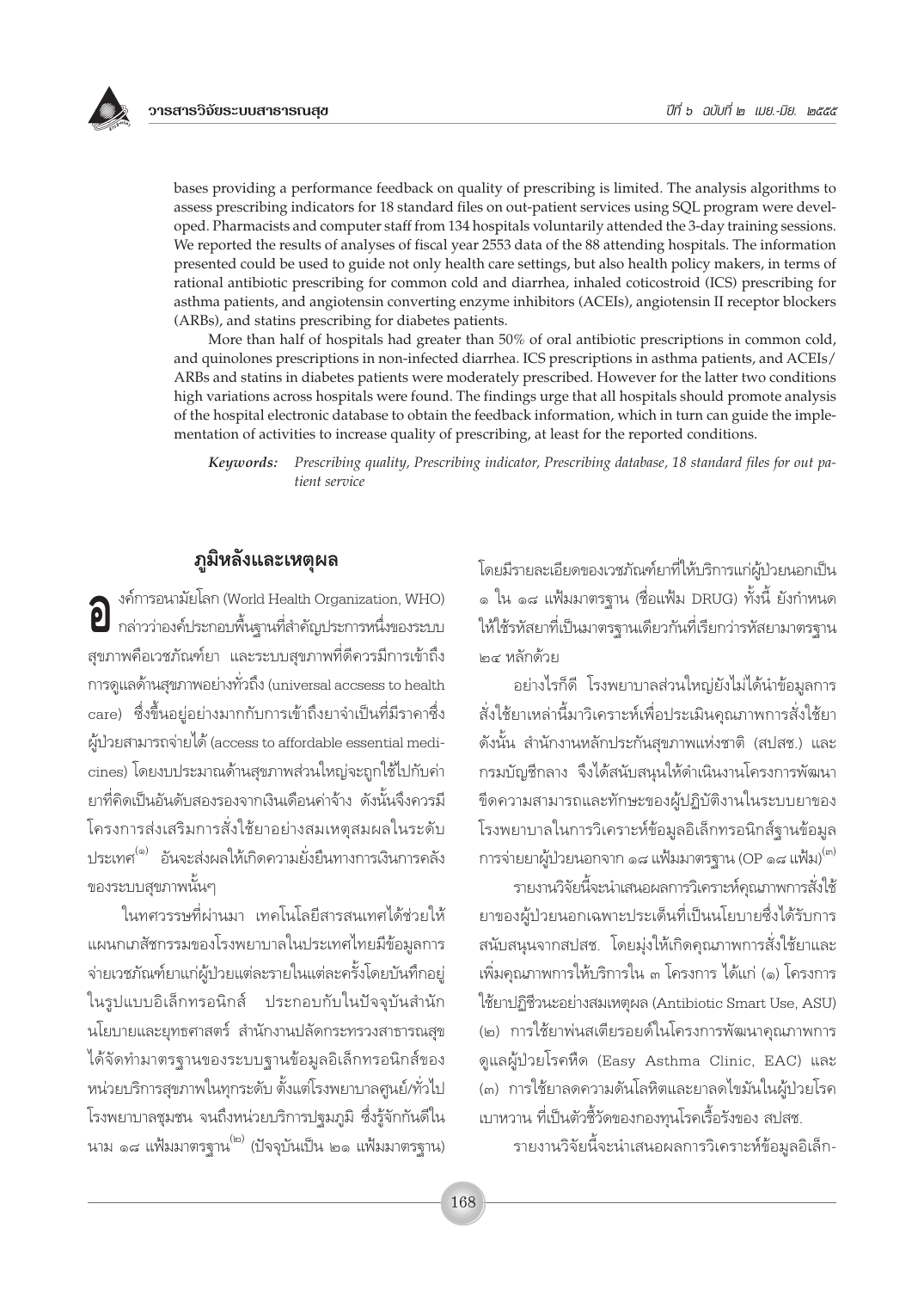bases providing a performance feedback on quality of prescribing is limited. The analysis algorithms to assess prescribing indicators for 18 standard files on out-patient services using SQL program were developed. Pharmacists and computer staff from 134 hospitals voluntarily attended the 3-day training sessions. We reported the results of analyses of fiscal year 2553 data of the 88 attending hospitals. The information presented could be used to guide not only health care settings, but also health policy makers, in terms of rational antibiotic prescribing for common cold and diarrhea, inhaled coticostroid (ICS) prescribing for asthma patients, and angiotensin converting enzyme inhibitors (ACEIs), angiotensin II receptor blockers (ARBs), and statins prescribing for diabetes patients.

More than half of hospitals had greater than 50% of oral antibiotic prescriptions in common cold, and quinolones prescriptions in non-infected diarrhea. ICS prescriptions in asthma patients, and ACEIs/ARBs and statins in diabetes patients were moderately prescribed. However for the latter two conditions high variations across hospitals were found. The findings urge that all hospitals should promote analysis of the hospital electronic database to obtain the feedback information, which in turn can guide the implementation of activities to increase quality of prescribing, at least for the reported conditions.

***Keywords:*** *Prescribing quality, Prescribing indicator, Prescribing database, 18 standard files for out patient service*

## ภูมิหลังและเหตุผล

องค์การอนามัยโลก (World Health Organization, WHO) กล่าวว่าองค์ประกอบพื้นฐานที่สำคัญประการหนึ่งของระบบสุขภาพคือเวชภัณฑ์ยา และระบบสุขภาพที่ดีควรมีการเข้าถึงการดูแลด้านสุขภาพอย่างทั่วถึง (universal accsess to health care) ซึ่งขึ้นอยู่อย่างมากกับการเข้าถึงยาจำเป็นที่มีราคาซึ่งผู้ป่วยสามารถจ่ายได้ (access to affordable essential medicines) โดยงบประมาณด้านสุขภาพส่วนใหญ่จะถูกใช้ไปกับค่ายาที่คิดเป็นอันดับสองรองจากเงินเดือนค่าจ้าง ดังนั้นจึงควรมีโครงการส่งเสริมการสั่งใช้ยาอย่างสมเหตุสมผลในระดับประเทศ[๑] อันจะส่งผลให้เกิดความยั่งยืนทางการเงินการคลังของระบบสุขภาพนั้นๆ

ในทศวรรษที่ผ่านมา เทคโนโลยีสารสนเทศได้ช่วยให้แผนกเภสัชกรรมของโรงพยาบาลในประเทศไทยมีข้อมูลการจ่ายเวชภัณฑ์ยาแก่ผู้ป่วยแต่ละรายในแต่ละครั้งโดยบันทึกอยู่ในรูปแบบอิเล็กทรอนิกส์ ประกอบกับในปัจจุบันสำนักนโยบายและยุทธศาสตร์ สำนักงานปลัดกระทรวงสาธารณสุขได้จัดทำมาตรฐานของระบบฐานข้อมูลอิเล็กทรอนิกส์ของหน่วยบริการสุขภาพในทุกระดับ ตั้งแต่โรงพยาบาลศูนย์/ทั่วไป โรงพยาบาลชุมชน จนถึงหน่วยบริการปฐมภูมิ ซึ่งรู้จักกันดีในนาม ๑๘ แฟ้มมาตรฐาน[๒] (ปัจจุบันเป็น ๒๑ แฟ้มมาตรฐาน) โดยมีรายละเอียดของเวชภัณฑ์ยาที่ให้บริการแก่ผู้ป่วยนอกเป็น ๑ ใน ๑๘ แฟ้มมาตรฐาน (ชื่อแฟ้ม DRUG) ทั้งนี้ ยังกำหนดให้ใช้รหัสยาที่เป็นมาตรฐานเดียวกันที่เรียกว่ารหัสยามาตรฐาน ๒๔ หลักด้วย

อย่างไรก็ดี โรงพยาบาลส่วนใหญ่ยังไม่ได้นำข้อมูลการสั่งใช้ยาเหล่านี้มาวิเคราะห์เพื่อประเมินคุณภาพการสั่งใช้ยา ดังนั้น สำนักงานหลักประกันสุขภาพแห่งชาติ (สปสช.) และกรมบัญชีกลาง จึงได้สนับสนุนให้ดำเนินงานโครงการพัฒนาขีดความสามารถและทักษะของผู้ปฏิบัติงานในระบบยาของโรงพยาบาลในการวิเคราะห์ข้อมูลอิเล็กทรอนิกส์ฐานข้อมูลการจ่ายยาผู้ป่วยนอกจาก ๑๘ แฟ้มมาตรฐาน (OP ๑๘ แฟ้ม)[๓]

รายงานวิจัยนี้จะนำเสนอผลการวิเคราะห์คุณภาพการสั่งใช้ยาของผู้ป่วยนอกเฉพาะประเด็นที่เป็นนโยบายซึ่งได้รับการสนับสนุนจากสปสช. โดยมุ่งให้เกิดคุณภาพการสั่งใช้ยาและเพิ่มคุณภาพการให้บริการใน ๓ โครงการ ได้แก่ (๑) โครงการใช้ยาปฏิชีวนะอย่างสมเหตุผล (Antibiotic Smart Use, ASU) (๒) การใช้ยาพ่นสเตียรอยด์ในโครงการพัฒนาคุณภาพการดูแลผู้ป่วยโรคหืด (Easy Asthma Clinic, EAC) และ (๓) การใช้ยาลดความดันโลหิตและยาลดไขมันในผู้ป่วยโรคเบาหวาน ที่เป็นตัวชี้วัดของกองทุนโรคเรื้อรังของ สปสช.

รายงานวิจัยนี้จะนำเสนอผลการวิเคราะห์ข้อมูลอิเล็ก-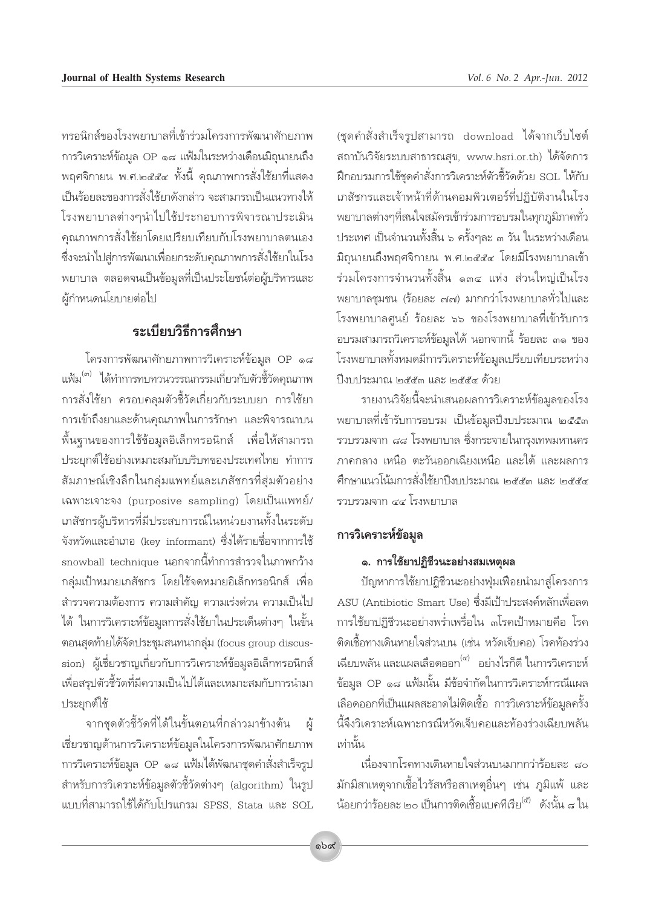ทรอนิกส์ของโรงพยาบาลที่เข้าร่วมโครงการพัฒนาศักยภาพการวิเคราะห์ข้อมูล OP ๑๘ แฟ้มในระหว่างเดือนมิถุนายนถึงพฤศจิกายน พ.ศ.๒๕๕๔ ทั้งนี้ คุณภาพการสั่งใช้ยาที่แสดงเป็นร้อยละของการสั่งใช้ยาดังกล่าว จะสามารถเป็นแนวทางให้โรงพยาบาลต่างๆนำไปใช้ประกอบการพิจารณาประเมินคุณภาพการสั่งใช้ยาโดยเปรียบเทียบกับโรงพยาบาลตนเอง ซึ่งจะนำไปสู่การพัฒนาเพื่อยกระดับคุณภาพการสั่งใช้ยาในโรงพยาบาล ตลอดจนเป็นข้อมูลที่เป็นประโยชน์ต่อผู้บริหารและผู้กำหนดนโยบายต่อไป

## ระเบียบวิธีการศึกษา

โครงการพัฒนาศักยภาพการวิเคราะห์ข้อมูล OP ๑๘ แฟ้ม[๓] ได้ทำการทบทวนวรรณกรรมเกี่ยวกับตัวชี้วัดคุณภาพการสั่งใช้ยา ครอบคลุมตัวชี้วัดเกี่ยวกับระบบยา การใช้ยา การเข้าถึงยาและด้านคุณภาพในการรักษา และพิจารณาบนพื้นฐานของการใช้ข้อมูลอิเล็กทรอนิกส์ เพื่อให้สามารถประยุกต์ใช้อย่างเหมาะสมกับบริบทของประเทศไทย ทำการสัมภาษณ์เชิงลึกในกลุ่มแพทย์และเภสัชกรที่สุ่มตัวอย่างเฉพาะเจาะจง (purposive sampling) โดยเป็นแพทย์/เภสัชกรผู้บริหารที่มีประสบการณ์ในหน่วยงานทั้งในระดับจังหวัดและอำเภอ (key informant) ซึ่งได้รายชื่อจากการใช้ snowball technique นอกจากนี้ทำการสำรวจในภาพกว้างกลุ่มเป้าหมายเภสัชกร โดยใช้จดหมายอิเล็กทรอนิกส์ เพื่อสำรวจความต้องการ ความสำคัญ ความเร่งด่วน ความเป็นไปได้ ในการวิเคราะห์ข้อมูลการสั่งใช้ยาในประเด็นต่างๆ ในขั้นตอนสุดท้ายได้จัดประชุมสนทนากลุ่ม (focus group discussion) ผู้เชี่ยวชาญเกี่ยวกับการวิเคราะห์ข้อมูลอิเล็กทรอนิกส์ เพื่อสรุปตัวชี้วัดที่มีความเป็นไปได้และเหมาะสมกับการนำมาประยุกต์ใช้

จากชุดตัวชี้วัดที่ได้ในขั้นตอนที่กล่าวมาข้างต้น ผู้เชี่ยวชาญด้านการวิเคราะห์ข้อมูลในโครงการพัฒนาศักยภาพการวิเคราะห์ข้อมูล OP ๑๘ แฟ้มได้พัฒนาชุดคำสั่งสำเร็จรูปสำหรับการวิเคราะห์ข้อมูลตัวชี้วัดต่างๆ (algorithm) ในรูปแบบที่สามารถใช้ได้กับโปรแกรม SPSS, Stata และ SQL (ชุดคำสั่งสำเร็จรูปสามารถ download ได้จากเว็บไซต์สถาบันวิจัยระบบสาธารณสุข, www.hsri.or.th) ได้จัดการฝึกอบรมการใช้ชุดคำสั่งการวิเคราะห์ตัวชี้วัดด้วย SQL ให้กับเภสัชกรและเจ้าหน้าที่ด้านคอมพิวเตอร์ที่ปฏิบัติงานในโรงพยาบาลต่างๆที่สนใจสมัครเข้าร่วมการอบรมในทุกภูมิภาคทั่วประเทศ เป็นจำนวนทั้งสิ้น ๖ ครั้งๆละ ๓ วัน ในระหว่างเดือนมิถุนายนถึงพฤศจิกายน พ.ศ.๒๕๕๔ โดยมีโรงพยาบาลเข้าร่วมโครงการจำนวนทั้งสิ้น ๑๓๔ แห่ง ส่วนใหญ่เป็นโรงพยาบาลชุมชน (ร้อยละ ๗๗) มากกว่าโรงพยาบาลทั่วไปและโรงพยาบาลศูนย์ ร้อยละ ๖๖ ของโรงพยาบาลที่เข้ารับการอบรมสามารถวิเคราะห์ข้อมูลได้ นอกจากนี้ ร้อยละ ๓๑ ของโรงพยาบาลทั้งหมดมีการวิเคราะห์ข้อมูลเปรียบเทียบระหว่างปีงบประมาณ ๒๕๕๓ และ ๒๕๕๔ ด้วย

รายงานวิจัยนี้จะนำเสนอผลการวิเคราะห์ข้อมูลของโรงพยาบาลที่เข้ารับการอบรม เป็นข้อมูลปีงบประมาณ ๒๕๕๓ รวบรวมจาก ๘๘ โรงพยาบาล ซึ่งกระจายในกรุงเทพมหานคร ภาคกลาง เหนือ ตะวันออกเฉียงเหนือ และใต้ และผลการศึกษาแนวโน้มการสั่งใช้ยาปีงบประมาณ ๒๕๕๓ และ ๒๕๕๔ รวบรวมจาก ๔๔ โรงพยาบาล

### การวิเคราะห์ข้อมูล

#### ๑. การใช้ยาปฏิชีวนะอย่างสมเหตุผล

ปัญหาการใช้ยาปฏิชีวนะอย่างฟุ่มเฟือยนำมาสู่โครงการ ASU (Antibiotic Smart Use) ซึ่งมีเป้าประสงค์หลักเพื่อลดการใช้ยาปฏิชีวนะอย่างพร่ำเพรื่อใน ๓โรคเป้าหมายคือ โรคติดเชื้อทางเดินหายใจส่วนบน (เช่น หวัดเจ็บคอ) โรคท้องร่วงเฉียบพลัน และแผลเลือดออก[๔] อย่างไรก็ดี ในการวิเคราะห์ข้อมูล OP ๑๘ แฟ้มนั้น มีข้อจำกัดในการวิเคราะห์กรณีแผลเลือดออกที่เป็นแผลสะอาดไม่ติดเชื้อ การวิเคราะห์ข้อมูลครั้งนี้จึงวิเคราะห์เฉพาะกรณีหวัดเจ็บคอและท้องร่วงเฉียบพลันเท่านั้น

เนื่องจากโรคทางเดินหายใจส่วนบนมากกว่าร้อยละ ๘๐ มักมีสาเหตุจากเชื้อไวรัสหรือสาเหตุอื่นๆ เช่น ภูมิแพ้ และน้อยกว่าร้อยละ ๒๐ เป็นการติดเชื้อแบคทีเรีย[๕] ดังนั้น ๘ ใน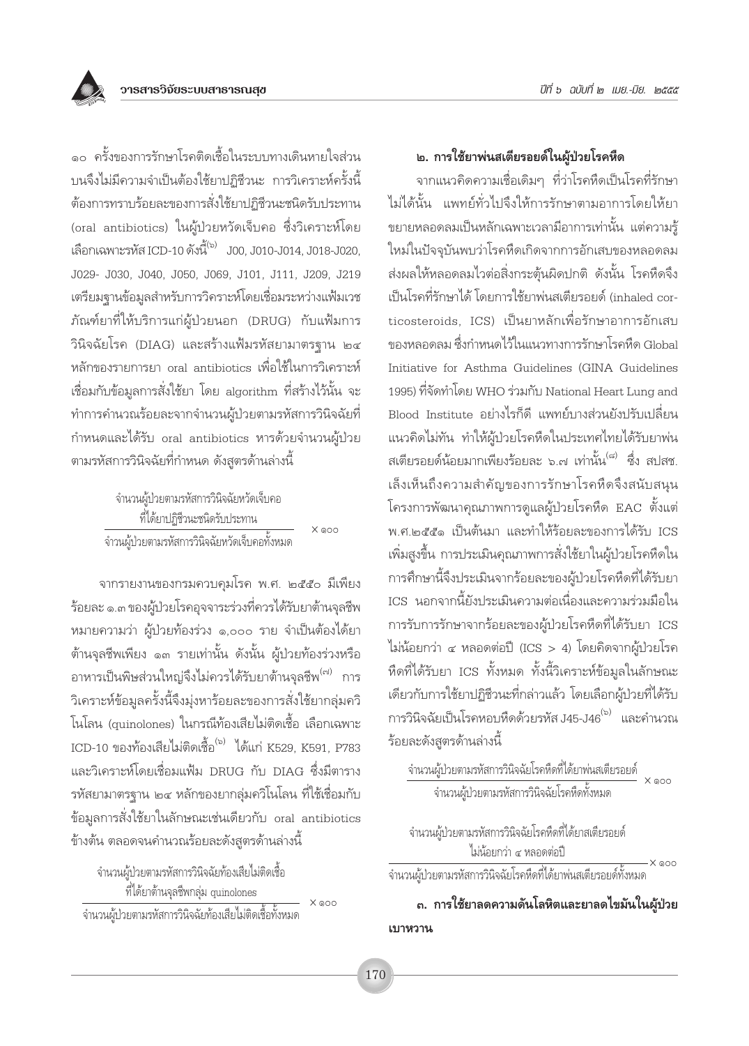๑๐ ครั้งของการรักษาโรคติดเชื้อในระบบทางเดินหายใจส่วนบนจึงไม่มีความจำเป็นต้องใช้ยาปฏิชีวนะ การวิเคราะห์ครั้งนี้ต้องการทราบร้อยละของการสั่งใช้ยาปฏิชีวนะชนิดรับประทาน (oral antibiotics) ในผู้ป่วยหวัดเจ็บคอ ซึ่งวิเคราะห์โดยเลือกเฉพาะรหัส ICD-10 ดังนี้[๖] J00, J010-J014, J018-J020, J029- J030, J040, J050, J069, J101, J111, J209, J219 เตรียมฐานข้อมูลสำหรับการวิเคราะห์โดยเชื่อมระหว่างแฟ้มเวชภัณฑ์ยาที่ให้บริการแก่ผู้ป่วยนอก (DRUG) กับแฟ้มการวินิจฉัยโรค (DIAG) และสร้างแฟ้มรหัสยามาตรฐาน ๒๔ หลักของรายการยา oral antibiotics เพื่อใช้ในการวิเคราะห์เชื่อมกับข้อมูลการสั่งใช้ยา โดย algorithm ที่สร้างไว้นั้น จะทำการคำนวณร้อยละจากจำนวนผู้ป่วยตามรหัสการวินิจฉัยที่กำหนดและได้รับ oral antibiotics หารด้วยจำนวนผู้ป่วยตามรหัสการวินิจฉัยที่กำหนด ดังสูตรด้านล่างนี้

$$\frac{\text{จำนวนผู้ป่วยตามรหัสการวินิจฉัยหวัดเจ็บคอที่ได้ยาปฏิชีวนะชนิดรับประทาน}}{\text{จำนวนผู้ป่วยตามรหัสการวินิจฉัยหวัดเจ็บคอทั้งหมด}} \times ๑๐๐$$

จากรายงานของกรมควบคุมโรค พ.ศ. ๒๕๕๐ มีเพียงร้อยละ ๑.๓ ของผู้ป่วยโรคอุจจาระร่วงที่ควรได้รับยาต้านจุลชีพ หมายความว่า ผู้ป่วยท้องร่วง ๑,๐๐๐ ราย จำเป็นต้องได้ยาต้านจุลชีพเพียง ๑๓ รายเท่านั้น ดังนั้น ผู้ป่วยท้องร่วงหรืออาหารเป็นพิษส่วนใหญ่จึงไม่ควรได้รับยาต้านจุลชีพ[๗] การวิเคราะห์ข้อมูลครั้งนี้จึงมุ่งหาร้อยละของการสั่งใช้ยากลุ่มควิโนโลน (quinolones) ในกรณีท้องเสียไม่ติดเชื้อ เลือกเฉพาะ ICD-10 ของท้องเสียไม่ติดเชื้อ[๖] ได้แก่ K529, K591, P783 และวิเคราะห์โดยเชื่อมแฟ้ม DRUG กับ DIAG ซึ่งมีตารางรหัสยามาตรฐาน ๒๔ หลักของยากลุ่มควิโนโลน ที่ใช้เชื่อมกับข้อมูลการสั่งใช้ยาในลักษณะเช่นเดียวกับ oral antibiotics ข้างต้น ตลอดจนคำนวณร้อยละดังสูตรด้านล่างนี้

$$\frac{\text{จำนวนผู้ป่วยตามรหัสการวินิจฉัยท้องเสียไม่ติดเชื้อที่ได้ยาต้านจุลชีพกลุ่ม quinolones}}{\text{จำนวนผู้ป่วยตามรหัสการวินิจฉัยท้องเสียไม่ติดเชื้อทั้งหมด}} \times ๑๐๐$$

### ๒. การใช้ยาพ่นสเตียรอยด์ในผู้ป่วยโรคหืด

จากแนวคิดความเชื่อเดิมๆ ที่ว่าโรคหืดเป็นโรคที่รักษาไม่ได้นั้น แพทย์ทั่วไปจึงให้การรักษาตามอาการโดยให้ยาขยายหลอดลมเป็นหลักเฉพาะเวลามีอาการเท่านั้น แต่ความรู้ใหม่ในปัจจุบันพบว่าโรคหืดเกิดจากการอักเสบของหลอดลม ส่งผลให้หลอดลมไวต่อสิ่งกระตุ้นผิดปกติ ดังนั้น โรคหืดจึงเป็นโรคที่รักษาได้ โดยการใช้ยาพ่นสเตียรอยด์ (inhaled corticosteroids, ICS) เป็นยาหลักเพื่อรักษาอาการอักเสบของหลอดลม ซึ่งกำหนดไว้ในแนวทางการรักษาโรคหืด Global Initiative for Asthma Guidelines (GINA Guidelines 1995) ที่จัดทำโดย WHO ร่วมกับ National Heart Lung and Blood Institute อย่างไรก็ดี แพทย์บางส่วนยังปรับเปลี่ยนแนวคิดไม่ทัน ทำให้ผู้ป่วยโรคหืดในประเทศไทยได้รับยาพ่นสเตียรอยด์น้อยมากเพียงร้อยละ ๖.๗ เท่านั้น[๘] ซึ่ง สปสช. เล็งเห็นถึงความสำคัญของการรักษาโรคหืดจึงสนับสนุนโครงการพัฒนาคุณภาพการดูแลผู้ป่วยโรคหืด EAC ตั้งแต่ พ.ศ.๒๕๕๑ เป็นต้นมา และทำให้ร้อยละของการได้รับ ICS เพิ่มสูงขึ้น การประเมินคุณภาพการสั่งใช้ยาในผู้ป่วยโรคหืดในการศึกษานี้จึงประเมินจากร้อยละของผู้ป่วยโรคหืดที่ได้รับยา ICS นอกจากนี้ยังประเมินความต่อเนื่องและความร่วมมือในการรับการรักษาจากร้อยละของผู้ป่วยโรคหืดที่ได้รับยา ICS ไม่น้อยกว่า ๔ หลอดต่อปี (ICS > 4) โดยคิดจากผู้ป่วยโรคหืดที่ได้รับยา ICS ทั้งหมด ทั้งนี้วิเคราะห์ข้อมูลในลักษณะเดียวกับการใช้ยาปฏิชีวนะที่กล่าวแล้ว โดยเลือกผู้ป่วยที่ได้รับการวินิจฉัยเป็นโรคหอบหืดด้วยรหัส J45-J46[๖] และคำนวณร้อยละดังสูตรด้านล่างนี้

$$\frac{\text{จำนวนผู้ป่วยตามรหัสการวินิจฉัยโรคหืดที่ได้ยาพ่นสเตียรอยด์}}{\text{จำนวนผู้ป่วยตามรหัสการวินิจฉัยโรคหืดทั้งหมด}} \times ๑๐๐$$

$$\frac{\text{จำนวนผู้ป่วยตามรหัสการวินิจฉัยโรคหืดที่ได้ยาสเตียรอยด์ไม่น้อยกว่า ๔ หลอดต่อปี}}{\text{จำนวนผู้ป่วยตามรหัสการวินิจฉัยโรคหืดที่ได้ยาพ่นสเตียรอยด์ทั้งหมด}} \times ๑๐๐$$

### ๓. การใช้ยาลดความดันโลหิตและยาลดไขมันในผู้ป่วยเบาหวาน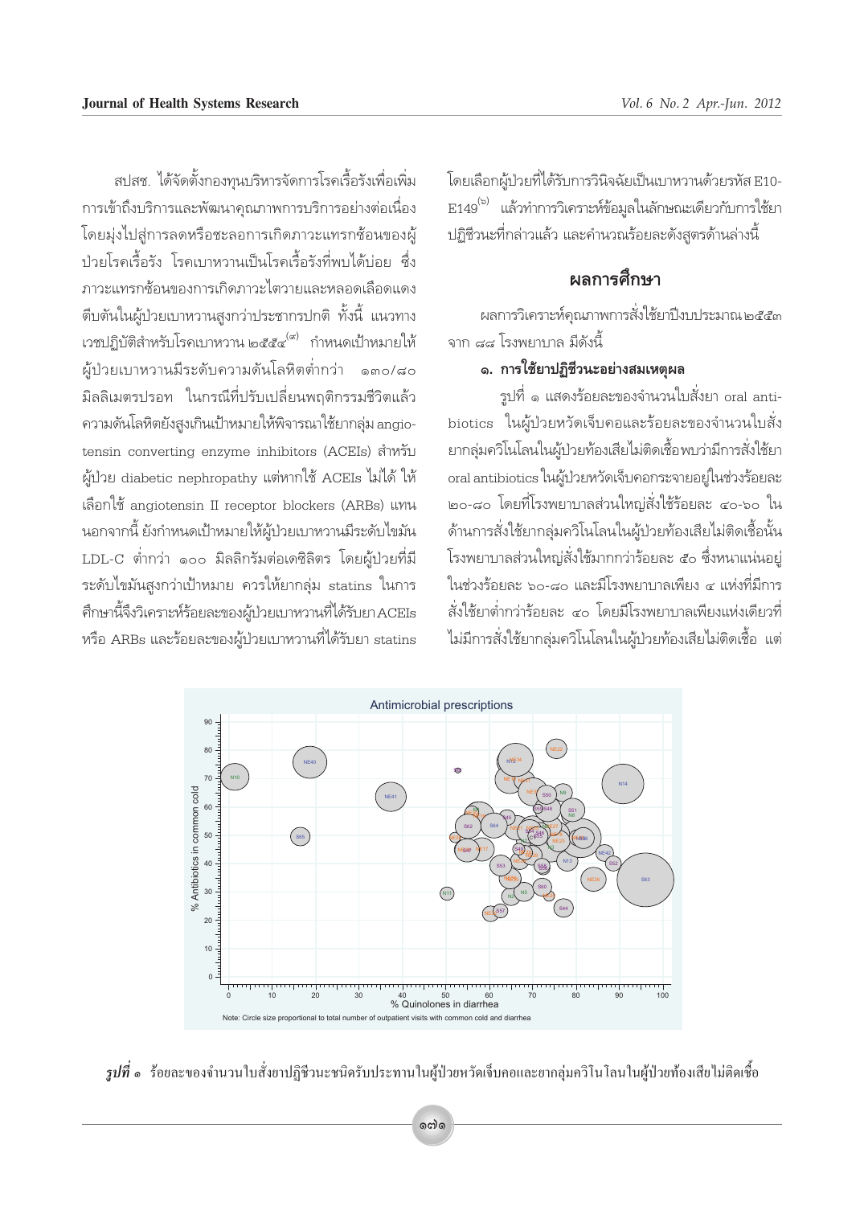สปสช. ได้จัดตั้งกองทุนบริหารจัดการโรคเรื้อรังเพื่อเพิ่มการเข้าถึงบริการและพัฒนาคุณภาพการบริการอย่างต่อเนื่อง โดยมุ่งไปสู่การลดหรือชะลอการเกิดภาวะแทรกซ้อนของผู้ป่วยโรคเรื้อรัง โรคเบาหวานเป็นโรคเรื้อรังที่พบได้บ่อย ซึ่งภาวะแทรกซ้อนของการเกิดภาวะไตวายและหลอดเลือดแดงตีบตันในผู้ป่วยเบาหวานสูงกว่าประชากรปกติ ทั้งนี้ แนวทางเวชปฏิบัติสำหรับโรคเบาหวาน ๒๕๕๔[๗] กำหนดเป้าหมายให้ผู้ป่วยเบาหวานมีระดับความดันโลหิตต่ำกว่า ๑๓๐/๘๐ มิลลิเมตรปรอท ในกรณีที่ปรับเปลี่ยนพฤติกรรมชีวิตแล้วความดันโลหิตยังสูงเกินเป้าหมายให้พิจารณาใช้ยากลุ่ม angiotensin converting enzyme inhibitors (ACEIs) สำหรับผู้ป่วย diabetic nephropathy แต่หากใช้ ACEIs ไม่ได้ ให้เลือกใช้ angiotensin II receptor blockers (ARBs) แทน นอกจากนี้ ยังกำหนดเป้าหมายให้ผู้ป่วยเบาหวานมีระดับไขมัน LDL-C ต่ำกว่า ๑๐๐ มิลลิกรัมต่อเดซิลิตร โดยผู้ป่วยที่มีระดับไขมันสูงกว่าเป้าหมาย ควรให้ยากลุ่ม statins ในการศึกษานี้จึงวิเคราะห์ร้อยละของผู้ป่วยเบาหวานที่ได้รับยา ACEIs หรือ ARBs และร้อยละของผู้ป่วยเบาหวานที่ได้รับยา statins โดยเลือกผู้ป่วยที่ได้รับการวินิจฉัยเป็นเบาหวานด้วยรหัส E10-E149[๖] แล้วทำการวิเคราะห์ข้อมูลในลักษณะเดียวกับการใช้ยาปฏิชีวนะที่กล่าวแล้ว และคำนวณร้อยละดังสูตรด้านล่างนี้

## ผลการศึกษา

ผลการวิเคราะห์คุณภาพการสั่งใช้ยาปีงบประมาณ ๒๕๕๓ จาก ๘๘ โรงพยาบาล มีดังนี้

### ๑. การใช้ยาปฏิชีวนะอย่างสมเหตุผล

รูปที่ ๑ แสดงร้อยละของจำนวนใบสั่งยา oral antibiotics ในผู้ป่วยหวัดเจ็บคอและร้อยละของจำนวนใบสั่งยากลุ่มควิโนโลนในผู้ป่วยท้องเสียไม่ติดเชื้อพบว่ามีการสั่งใช้ยา oral antibiotics ในผู้ป่วยหวัดเจ็บคอกระจายอยู่ในช่วงร้อยละ ๒๐-๘๐ โดยที่โรงพยาบาลส่วนใหญ่สั่งใช้ร้อยละ ๔๐-๖๐ ในด้านการสั่งใช้ยากลุ่มควิโนโลนในผู้ป่วยท้องเสียไม่ติดเชื้อนั้น โรงพยาบาลส่วนใหญ่สั่งใช้มากกว่าร้อยละ ๕๐ ซึ่งหนาแน่นอยู่ในช่วงร้อยละ ๖๐-๘๐ และมีโรงพยาบาลเพียง ๔ แห่งที่มีการสั่งใช้ยาต่ำกว่าร้อยละ ๔๐ โดยมีโรงพยาบาลเพียงแห่งเดียวที่ไม่มีการสั่งใช้ยากลุ่มควิโนโลนในผู้ป่วยท้องเสียไม่ติดเชื้อ แต่

***รูปที่ ๑*** ร้อยละของจำนวนใบสั่งยาปฏิชีวนะชนิดรับประทานในผู้ป่วยหวัดเจ็บคอและยากลุ่มควิโนโลนในผู้ป่วยท้องเสียไม่ติดเชื้อ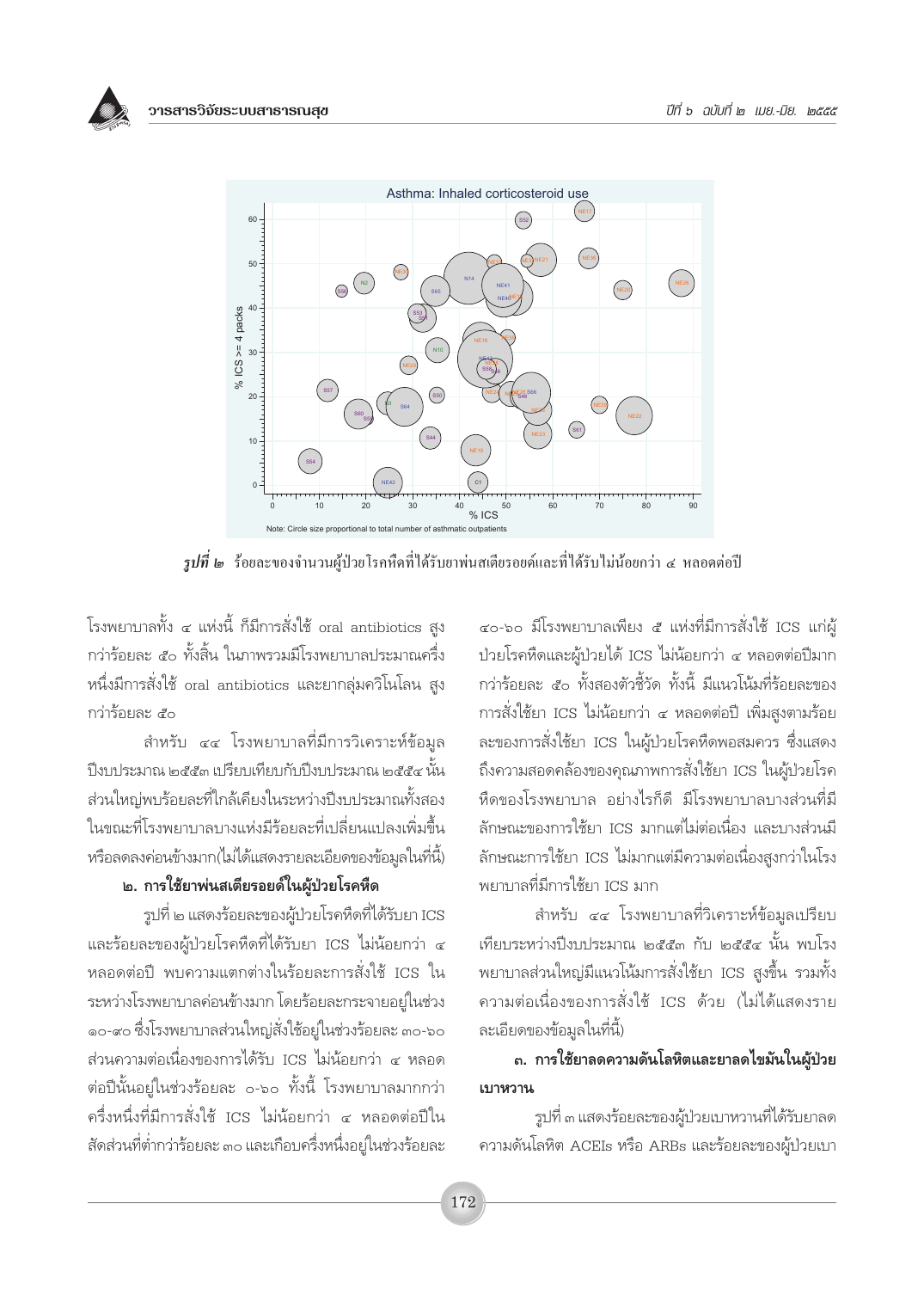**รูปที่ ๒** ร้อยละของจำนวนผู้ป่วยโรคหืดที่ได้รับยาพ่นสเตียรอยด์และที่ได้รับไม่น้อยกว่า ๔ หลอดต่อปี

โรงพยาบาลทั้ง ๔ แห่งนี้ ก็มีการสั่งใช้ oral antibiotics สูงกว่าร้อยละ ๕๐ ทั้งสิ้น ในภาพรวมมีโรงพยาบาลประมาณครึ่งหนึ่งมีการสั่งใช้ oral antibiotics และยากลุ่มควิโนโลน สูงกว่าร้อยละ ๕๐

สำหรับ ๔๔ โรงพยาบาลที่มีการวิเคราะห์ข้อมูลปีงบประมาณ ๒๕๕๓ เปรียบเทียบกับปีงบประมาณ ๒๕๕๔ นั้น ส่วนใหญ่พบร้อยละที่ใกล้เคียงในระหว่างปีงบประมาณทั้งสอง ในขณะที่โรงพยาบาลบางแห่งมีร้อยละที่เปลี่ยนแปลงเพิ่มขึ้นหรือลดลงค่อนข้างมาก(ไม่ได้แสดงรายละเอียดของข้อมูลในที่นี้)

**๒. การใช้ยาพ่นสเตียรอยด์ในผู้ป่วยโรคหืด**

รูปที่ ๒ แสดงร้อยละของผู้ป่วยโรคหืดที่ได้รับยา ICS และร้อยละของผู้ป่วยโรคหืดที่ได้รับยา ICS ไม่น้อยกว่า ๔ หลอดต่อปี พบความแตกต่างในร้อยละการสั่งใช้ ICS ในระหว่างโรงพยาบาลค่อนข้างมาก โดยร้อยละกระจายอยู่ในช่วง ๑๐-๙๐ ซึ่งโรงพยาบาลส่วนใหญ่สั่งใช้อยู่ในช่วงร้อยละ ๓๐-๖๐ ส่วนความต่อเนื่องของการได้รับ ICS ไม่น้อยกว่า ๔ หลอดต่อปีนั้นอยู่ในช่วงร้อยละ ๐-๖๐ ทั้งนี้ โรงพยาบาลมากกว่าครึ่งหนึ่งที่มีการสั่งใช้ ICS ไม่น้อยกว่า ๔ หลอดต่อปีในสัดส่วนที่ต่ำกว่าร้อยละ ๓๐ และเกือบครึ่งหนึ่งอยู่ในช่วงร้อยละ ๔๐-๖๐ มีโรงพยาบาลเพียง ๕ แห่งที่มีการสั่งใช้ ICS แก่ผู้ป่วยโรคหืดและผู้ป่วยได้ ICS ไม่น้อยกว่า ๔ หลอดต่อปีมากกว่าร้อยละ ๕๐ ทั้งสองตัวชี้วัด ทั้งนี้ มีแนวโน้มที่ร้อยละของการสั่งใช้ยา ICS ไม่น้อยกว่า ๔ หลอดต่อปี เพิ่มสูงตามร้อยละของการสั่งใช้ยา ICS ในผู้ป่วยโรคหืดพอสมควร ซึ่งแสดงถึงความสอดคล้องของคุณภาพการสั่งใช้ยา ICS ในผู้ป่วยโรคหืดของโรงพยาบาล อย่างไรก็ดี มีโรงพยาบาลบางส่วนที่มีลักษณะของการใช้ยา ICS มากแต่ไม่ต่อเนื่อง และบางส่วนมีลักษณะการใช้ยา ICS ไม่มากแต่มีความต่อเนื่องสูงกว่าในโรงพยาบาลที่มีการใช้ยา ICS มาก

สำหรับ ๔๔ โรงพยาบาลที่วิเคราะห์ข้อมูลเปรียบเทียบระหว่างปีงบประมาณ ๒๕๕๓ กับ ๒๕๕๔ นั้น พบโรงพยาบาลส่วนใหญ่มีแนวโน้มการสั่งใช้ยา ICS สูงขึ้น รวมทั้งความต่อเนื่องของการสั่งใช้ ICS ด้วย (ไม่ได้แสดงรายละเอียดของข้อมูลในที่นี้)

**๓. การใช้ยาลดความดันโลหิตและยาลดไขมันในผู้ป่วยเบาหวาน**

รูปที่ ๓ แสดงร้อยละของผู้ป่วยเบาหวานที่ได้รับยาลดความดันโลหิต ACEIs หรือ ARBs และร้อยละของผู้ป่วยเบา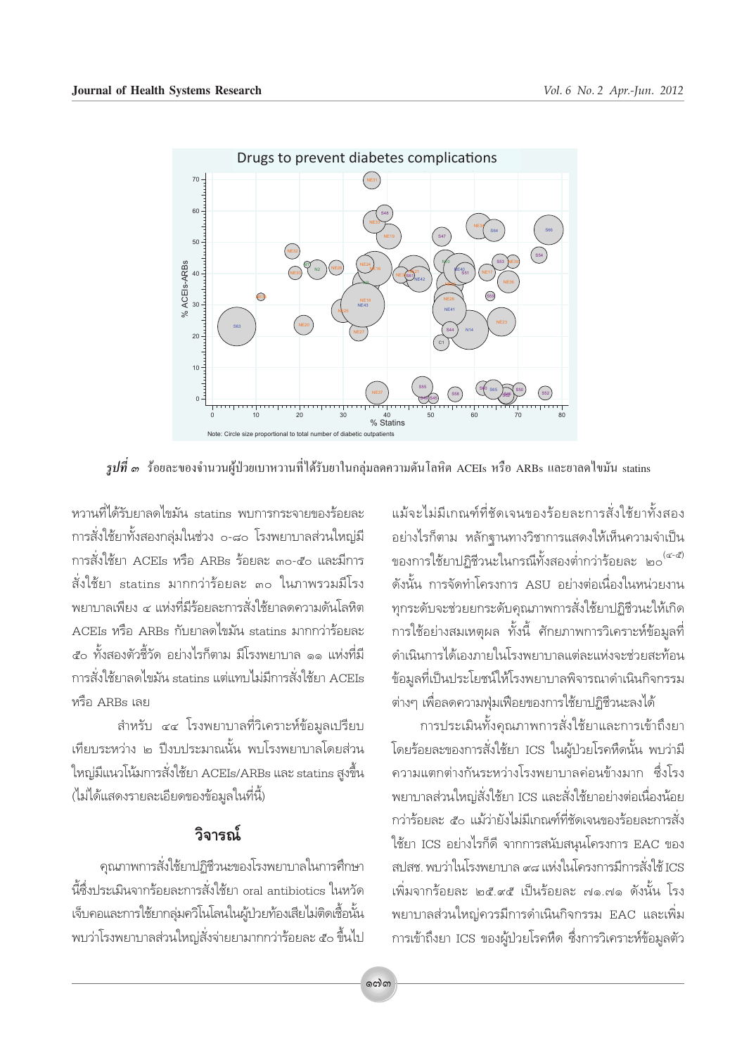รูปที่ ๓ ร้อยละของจำนวนผู้ป่วยเบาหวานที่ได้รับยาในกลุ่มลดความดันโลหิต ACEIs หรือ ARBs และยาลดไขมัน statins

หวานที่ได้รับยาลดไขมัน statins พบการกระจายของร้อยละการสั่งใช้ยาทั้งสองกลุ่มในช่วง ๐-๘๐ โรงพยาบาลส่วนใหญ่มีการสั่งใช้ยา ACEIs หรือ ARBs ร้อยละ ๓๐-๕๐ และมีการสั่งใช้ยา statins มากกว่าร้อยละ ๓๐ ในภาพรวมมีโรงพยาบาลเพียง ๔ แห่งที่มีร้อยละการสั่งใช้ยาลดความดันโลหิต ACEIs หรือ ARBs กับยาลดไขมัน statins มากกว่าร้อยละ ๕๐ ทั้งสองตัวชี้วัด อย่างไรก็ตาม มีโรงพยาบาล ๑๑ แห่งที่มีการสั่งใช้ยาลดไขมัน statins แต่แทบไม่มีการสั่งใช้ยา ACEIs หรือ ARBs เลย

สำหรับ ๔๔ โรงพยาบาลที่วิเคราะห์ข้อมูลเปรียบเทียบระหว่าง ๒ ปีงบประมาณนั้น พบโรงพยาบาลโดยส่วนใหญ่มีแนวโน้มการสั่งใช้ยา ACEIs/ARBs และ statins สูงขึ้น (ไม่ได้แสดงรายละเอียดของข้อมูลในที่นี้)

## วิจารณ์

คุณภาพการสั่งใช้ยาปฏิชีวนะของโรงพยาบาลในการศึกษานี้ซึ่งประเมินจากร้อยละการสั่งใช้ยา oral antibiotics ในหวัดเจ็บคอและการใช้ยากลุ่มควิโนโลนในผู้ป่วยท้องเสียไม่ติดเชื้อนั้น พบว่าโรงพยาบาลส่วนใหญ่สั่งจ่ายยามากกว่าร้อยละ ๕๐ ขึ้นไป แม้จะไม่มีเกณฑ์ที่ชัดเจนของร้อยละการสั่งใช้ยาทั้งสอง อย่างไรก็ตาม หลักฐานทางวิชาการแสดงให้เห็นความจำเป็นของการใช้ยาปฏิชีวนะในกรณีทั้งสองต่ำกว่าร้อยละ ๒๐[๔-๕] ดังนั้น การจัดทำโครงการ ASU อย่างต่อเนื่องในหน่วยงานทุกระดับจะช่วยยกระดับคุณภาพการสั่งใช้ยาปฏิชีวนะให้เกิดการใช้อย่างสมเหตุผล ทั้งนี้ ศักยภาพการวิเคราะห์ข้อมูลที่ดำเนินการได้เองภายในโรงพยาบาลแต่ละแห่งจะช่วยสะท้อนข้อมูลที่เป็นประโยชน์ให้โรงพยาบาลพิจารณาดำเนินกิจกรรมต่างๆ เพื่อลดความฟุ่มเฟือยของการใช้ยาปฏิชีวนะลงได้

การประเมินทั้งคุณภาพการสั่งใช้ยาและการเข้าถึงยาโดยร้อยละของการสั่งใช้ยา ICS ในผู้ป่วยโรคหืดนั้น พบว่ามีความแตกต่างกันระหว่างโรงพยาบาลค่อนข้างมาก ซึ่งโรงพยาบาลส่วนใหญ่สั่งใช้ยา ICS และสั่งใช้ยาอย่างต่อเนื่องน้อยกว่าร้อยละ ๕๐ แม้ว่ายังไม่มีเกณฑ์ที่ชัดเจนของร้อยละการสั่งใช้ยา ICS อย่างไรก็ดี จากการสนับสนุนโครงการ EAC ของ สปสช. พบว่าในโรงพยาบาล ๙๘ แห่งในโครงการมีการสั่งใช้ ICS เพิ่มจากร้อยละ ๒๕.๙๕ เป็นร้อยละ ๗๑.๗๑ ดังนั้น โรงพยาบาลส่วนใหญ่ควรมีการดำเนินกิจกรรม EAC และเพิ่มการเข้าถึงยา ICS ของผู้ป่วยโรคหืด ซึ่งการวิเคราะห์ข้อมูลตัว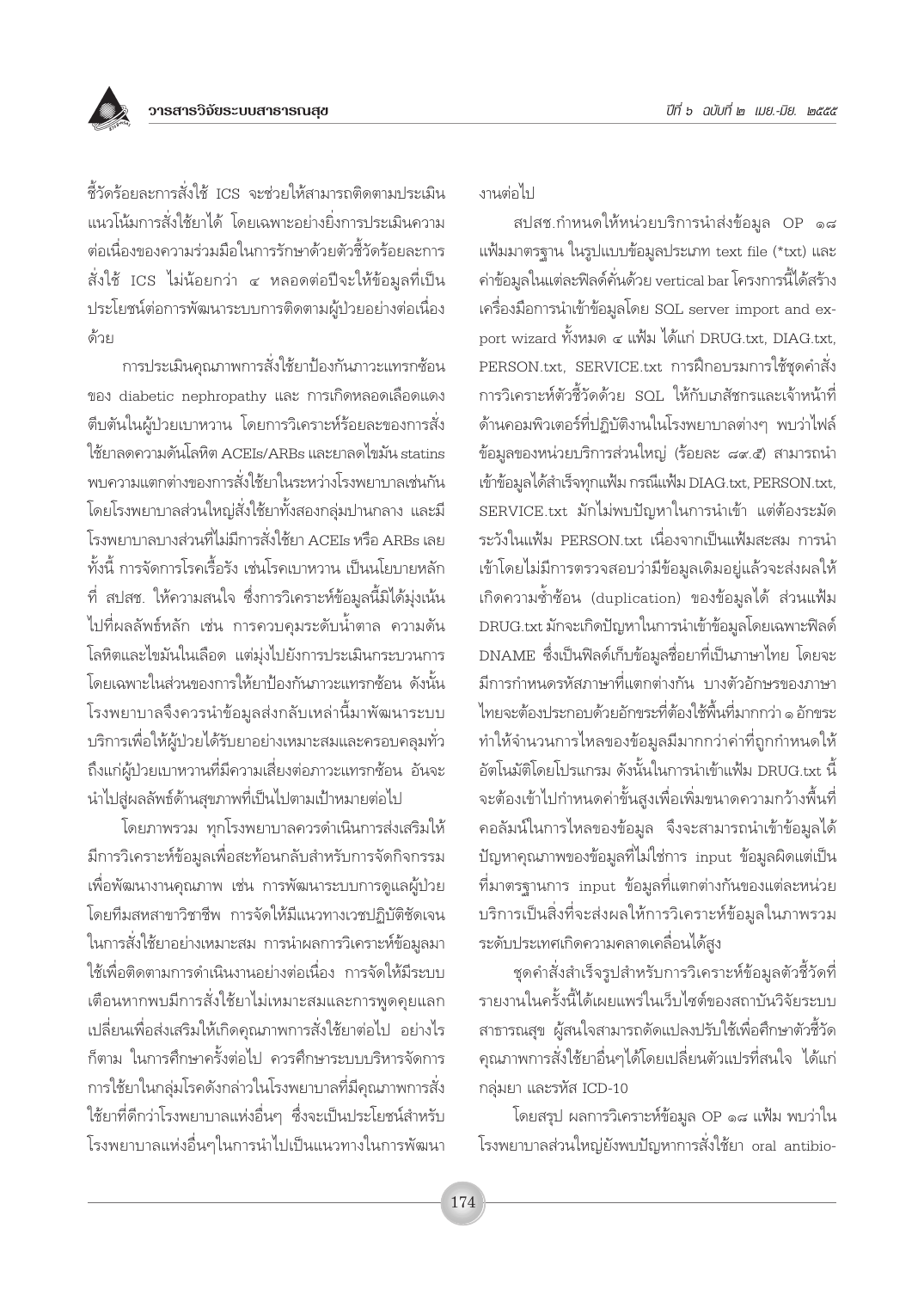ชี้วัดร้อยละการสั่งใช้ ICS จะช่วยให้สามารถติดตามประเมินแนวโน้มการสั่งใช้ยาได้ โดยเฉพาะอย่างยิ่งการประเมินความต่อเนื่องของความร่วมมือในการรักษาด้วยตัวชี้วัดร้อยละการสั่งใช้ ICS ไม่น้อยกว่า ๔ หลอดต่อปีจะให้ข้อมูลที่เป็นประโยชน์ต่อการพัฒนาระบบการติดตามผู้ป่วยอย่างต่อเนื่องด้วย

การประเมินคุณภาพการสั่งใช้ยาป้องกันภาวะแทรกซ้อนของ diabetic nephropathy และ การเกิดหลอดเลือดแดงตีบตันในผู้ป่วยเบาหวาน โดยการวิเคราะห์ร้อยละของการสั่งใช้ยาลดความดันโลหิต ACEIs/ARBs และยาลดไขมัน statins พบความแตกต่างของการสั่งใช้ยาในระหว่างโรงพยาบาลเช่นกัน โดยโรงพยาบาลส่วนใหญ่สั่งใช้ยาทั้งสองกลุ่มปานกลาง และมีโรงพยาบาลบางส่วนที่ไม่มีการสั่งใช้ยา ACEIs หรือ ARBs เลย ทั้งนี้ การจัดการโรคเรื้อรัง เช่นโรคเบาหวาน เป็นนโยบายหลักที่ สปสช. ให้ความสนใจ ซึ่งการวิเคราะห์ข้อมูลนี้มิได้มุ่งเน้นไปที่ผลลัพธ์หลัก เช่น การควบคุมระดับน้ำตาล ความดันโลหิตและไขมันในเลือด แต่มุ่งไปยังการประเมินกระบวนการโดยเฉพาะในส่วนของการให้ยาป้องกันภาวะแทรกซ้อน ดังนั้นโรงพยาบาลจึงควรนำข้อมูลส่งกลับเหล่านี้มาพัฒนาระบบบริการเพื่อให้ผู้ป่วยได้รับยาอย่างเหมาะสมและครอบคลุมทั่วถึงแก่ผู้ป่วยเบาหวานที่มีความเสี่ยงต่อภาวะแทรกซ้อน อันจะนำไปสู่ผลลัพธ์ด้านสุขภาพที่เป็นไปตามเป้าหมายต่อไป

โดยภาพรวม ทุกโรงพยาบาลควรดำเนินการส่งเสริมให้มีการวิเคราะห์ข้อมูลเพื่อสะท้อนกลับสำหรับการจัดกิจกรรมเพื่อพัฒนางานคุณภาพ เช่น การพัฒนาระบบการดูแลผู้ป่วยโดยทีมสหสาขาวิชาชีพ การจัดให้มีแนวทางเวชปฏิบัติชัดเจนในการสั่งใช้ยาอย่างเหมาะสม การนำผลการวิเคราะห์ข้อมูลมาใช้เพื่อติดตามการดำเนินงานอย่างต่อเนื่อง การจัดให้มีระบบเตือนหากพบมีการสั่งใช้ยาไม่เหมาะสมและการพูดคุยแลกเปลี่ยนเพื่อส่งเสริมให้เกิดคุณภาพการสั่งใช้ยาต่อไป อย่างไรก็ตาม ในการศึกษาครั้งต่อไป ควรศึกษาระบบบริหารจัดการการใช้ยาในกลุ่มโรคดังกล่าวในโรงพยาบาลที่มีคุณภาพการสั่งใช้ยาที่ดีกว่าโรงพยาบาลแห่งอื่นๆ ซึ่งจะเป็นประโยชน์สำหรับโรงพยาบาลแห่งอื่นๆในการนำไปเป็นแนวทางในการพัฒนางานต่อไป

สปสช.กำหนดให้หน่วยบริการนำส่งข้อมูล OP ๑๘ แฟ้มมาตรฐาน ในรูปแบบข้อมูลประเภท text file (*txt) และค่าข้อมูลในแต่ละฟิลด์คั่นด้วย vertical bar โครงการนี้ได้สร้างเครื่องมือการนำเข้าข้อมูลโดย SQL server import and export wizard ทั้งหมด ๔ แฟ้ม ได้แก่ DRUG.txt, DIAG.txt, PERSON.txt, SERVICE.txt การฝึกอบรมการใช้ชุดคำสั่งการวิเคราะห์ตัวชี้วัดด้วย SQL ให้กับเภสัชกรและเจ้าหน้าที่ด้านคอมพิวเตอร์ที่ปฏิบัติงานในโรงพยาบาลต่างๆ พบว่าไฟล์ข้อมูลของหน่วยบริการส่วนใหญ่ (ร้อยละ ๘๙.๕) สามารถนำเข้าข้อมูลได้สำเร็จทุกแฟ้ม กรณีแฟ้ม DIAG.txt, PERSON.txt, SERVICE.txt มักไม่พบปัญหาในการนำเข้า แต่ต้องระมัดระวังในแฟ้ม PERSON.txt เนื่องจากเป็นแฟ้มสะสม การนำเข้าโดยไม่มีการตรวจสอบว่ามีข้อมูลเดิมอยู่แล้วจะส่งผลให้เกิดความซ้ำซ้อน (duplication) ของข้อมูลได้ ส่วนแฟ้ม DRUG.txt มักจะเกิดปัญหาในการนำเข้าข้อมูลโดยเฉพาะฟิลด์ DNAME ซึ่งเป็นฟิลด์เก็บข้อมูลชื่อยาที่เป็นภาษาไทย โดยจะมีการกำหนดรหัสภาษาที่แตกต่างกัน บางตัวอักษรของภาษาไทยจะต้องประกอบด้วยอักขระที่ต้องใช้พื้นที่มากกว่า ๑ อักขระ ทำให้จำนวนการไหลของข้อมูลมีมากกว่าค่าที่ถูกกำหนดให้อัตโนมัติโดยโปรแกรม ดังนั้นในการนำเข้าแฟ้ม DRUG.txt นี้จะต้องเข้าไปกำหนดค่าขั้นสูงเพื่อเพิ่มขนาดความกว้างพื้นที่คอลัมน์ในการไหลของข้อมูล จึงจะสามารถนำเข้าข้อมูลได้ ปัญหาคุณภาพของข้อมูลที่ไม่ใช่การ input ข้อมูลผิดแต่เป็นที่มาตรฐานการ input ข้อมูลที่แตกต่างกันของแต่ละหน่วยบริการเป็นสิ่งที่จะส่งผลให้การวิเคราะห์ข้อมูลในภาพรวมระดับประเทศเกิดความคลาดเคลื่อนได้สูง

ชุดคำสั่งสำเร็จรูปสำหรับการวิเคราะห์ข้อมูลตัวชี้วัดที่รายงานในครั้งนี้ได้เผยแพร่ในเว็บไซต์ของสถาบันวิจัยระบบสาธารณสุข ผู้สนใจสามารถดัดแปลงปรับใช้เพื่อศึกษาตัวชี้วัดคุณภาพการสั่งใช้ยาอื่นๆได้โดยเปลี่ยนตัวแปรที่สนใจ ได้แก่ กลุ่มยา และรหัส ICD-10

โดยสรุป ผลการวิเคราะห์ข้อมูล OP ๑๘ แฟ้ม พบว่าในโรงพยาบาลส่วนใหญ่ยังพบปัญหาการสั่งใช้ยา oral antibio-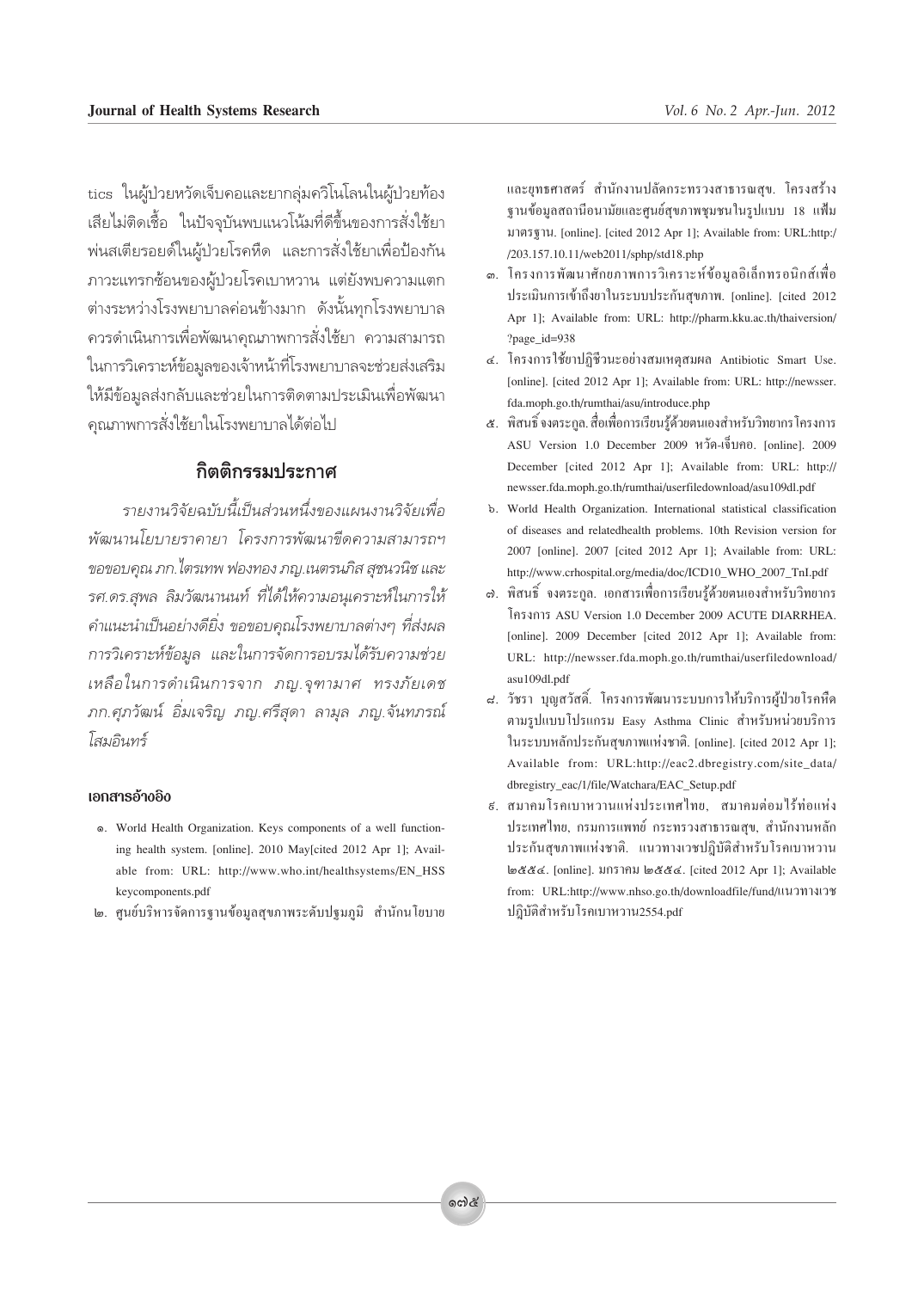tics ในผู้ป่วยหวัดเจ็บคอและยากลุ่มควิโนโลนในผู้ป่วยท้องเสียไม่ติดเชื้อ ในปัจจุบันพบแนวโน้มที่ดีขึ้นของการสั่งใช้ยาพ่นสเตียรอยด์ในผู้ป่วยโรคหืด และการสั่งใช้ยาเพื่อป้องกันภาวะแทรกซ้อนของผู้ป่วยโรคเบาหวาน แต่ยังพบความแตกต่างระหว่างโรงพยาบาลค่อนข้างมาก ดังนั้นทุกโรงพยาบาลควรดำเนินการเพื่อพัฒนาคุณภาพการสั่งใช้ยา ความสามารถในการวิเคราะห์ข้อมูลของเจ้าหน้าที่โรงพยาบาลจะช่วยส่งเสริมให้มีข้อมูลส่งกลับและช่วยในการติดตามประเมินเพื่อพัฒนาคุณภาพการสั่งใช้ยาในโรงพยาบาลได้ต่อไป

## กิตติกรรมประกาศ

*รายงานวิจัยฉบับนี้เป็นส่วนหนึ่งของแผนงานวิจัยเพื่อพัฒนานโยบายราคายา โครงการพัฒนาขีดความสามารถฯ ขอขอบคุณ ภก.ไตรเทพ ฟองทอง ภญ.เนตรนภิส สุชนวนิช และ รศ.ดร.สุพล ลิมวัฒนานนท์ ที่ได้ให้ความอนุเคราะห์ในการให้คำแนะนำเป็นอย่างดียิ่ง ขอขอบคุณโรงพยาบาลต่างๆ ที่ส่งผลการวิเคราะห์ข้อมูล และในการจัดการอบรมได้รับความช่วยเหลือในการดำเนินการจาก ภญ.จุฑามาศ ทรงภัยเดช ภก.ศุภวัฒน์ อิ่มเจริญ ภญ.ศรีสุดา ลามุล ภญ.จันทภรณ์ โสมอินทร์*

### เอกสารอ้างอิง

๑. World Health Organization. Keys components of a well functioning health system. [online]. 2010 May[cited 2012 Apr 1]; Available from: URL: http://www.who.int/healthsystems/EN_HSSkeycomponents.pdf

๒. ศูนย์บริหารจัดการฐานข้อมูลสุขภาพระดับปฐมภูมิ สำนักนโยบายและยุทธศาสตร์ สำนักงานปลัดกระทรวงสาธารณสุข. โครงสร้างฐานข้อมูลสถานีอนามัยและศูนย์สุขภาพชุมชนในรูปแบบ 18 แฟ้มมาตรฐาน. [online]. [cited 2012 Apr 1]; Available from: URL:http://203.157.10.11/web2011/sphp/std18.php

๓. โครงการพัฒนาศักยภาพการวิเคราะห์ข้อมูลอิเล็กทรอนิกส์เพื่อประเมินการเข้าถึงยาในระบบประกันสุขภาพ. [online]. [cited 2012 Apr 1]; Available from: URL: http://pharm.kku.ac.th/thaiversion/?page_id=938

๔. โครงการใช้ยาปฏิชีวนะอย่างสมเหตุสมผล Antibiotic Smart Use. [online]. [cited 2012 Apr 1]; Available from: URL: http://newsser.fda.moph.go.th/rumthai/asu/introduce.php

๕. พิสนธิ์ จงตระกูล. สื่อเพื่อการเรียนรู้ด้วยตนเองสำหรับวิทยากรโครงการ ASU Version 1.0 December 2009 หวัด-เจ็บคอ. [online]. 2009 December [cited 2012 Apr 1]; Available from: URL: http://newsser.fda.moph.go.th/rumthai/userfiledownload/asu109dl.pdf

๖. World Health Organization. International statistical classification of diseases and relatedhealth problems. 10th Revision version for 2007 [online]. 2007 [cited 2012 Apr 1]; Available from: URL: http://www.crhospital.org/media/doc/ICD10_WHO_2007_TnI.pdf

๗. พิสนธิ์ จงตระกูล. เอกสารเพื่อการเรียนรู้ด้วยตนเองสำหรับวิทยากรโครงการ ASU Version 1.0 December 2009 ACUTE DIARRHEA. [online]. 2009 December [cited 2012 Apr 1]; Available from: URL: http://newsser.fda.moph.go.th/rumthai/userfiledownload/asu109dl.pdf

๘. วัชรา บุญสวัสดิ์. โครงการพัฒนาระบบการให้บริการผู้ป่วยโรคหืดตามรูปแบบโปรแกรม Easy Asthma Clinic สำหรับหน่วยบริการในระบบหลักประกันสุขภาพแห่งชาติ. [online]. [cited 2012 Apr 1]; Available from: URL:http://eac2.dbregistry.com/site_data/dbregistry_eac/1/file/Watchara/EAC_Setup.pdf

๙. สมาคมโรคเบาหวานแห่งประเทศไทย, สมาคมต่อมไร้ท่อแห่งประเทศไทย, กรมการแพทย์ กระทรวงสาธารณสุข, สำนักงานหลักประกันสุขภาพแห่งชาติ. แนวทางเวชปฏิบัติสำหรับโรคเบาหวาน ๒๕๕๔. [online]. มกราคม ๒๕๕๔. [cited 2012 Apr 1]; Available from: URL:http://www.nhso.go.th/downloadfile/fund/แนวทางเวชปฏิบัติสำหรับโรคเบาหวาน2554.pdf